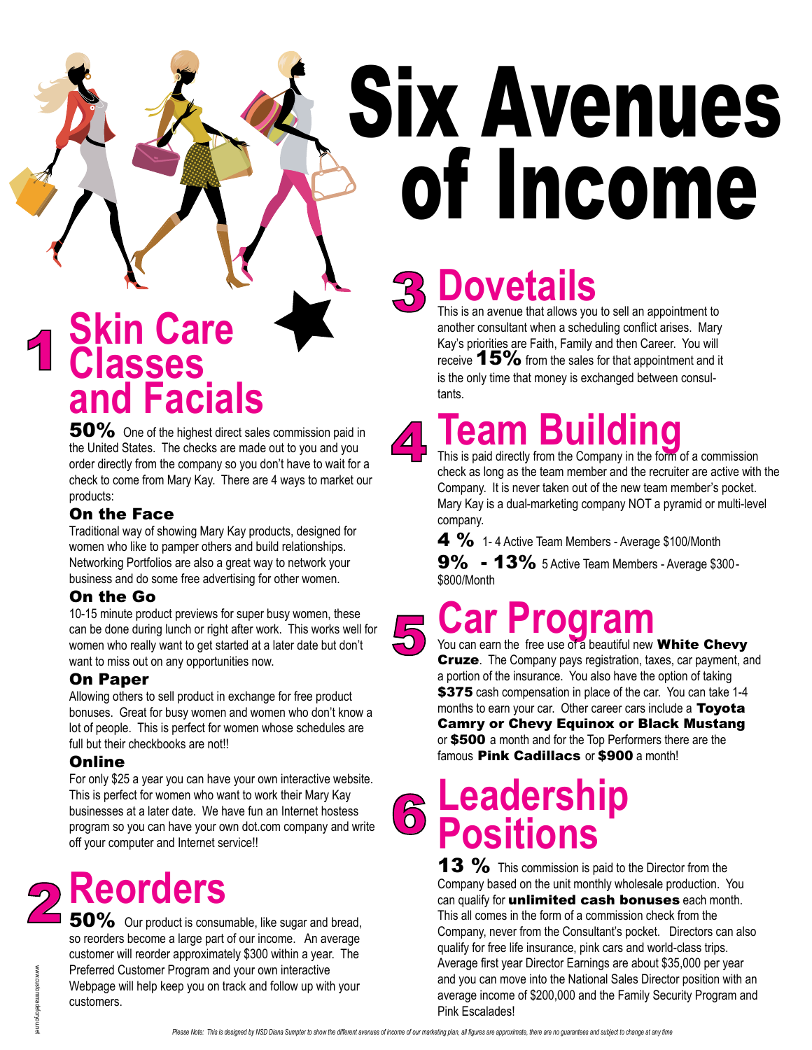# Six Avenues of Income

## 1 Skin Care Classes and Facials

**50%** One of the highest direct sales commission paid in the United States. The checks are made out to you and you order directly from the company so you don't have to wait for a check to come from Mary Kay. There are 4 ways to market our products:

### On the Face

Traditional way of showing Mary Kay products, designed for women who like to pamper others and build relationships. Networking Portfolios are also a great way to network your business and do some free advertising for other women.

### On the Go

10-15 minute product previews for super busy women, these can be done during lunch or right after work. This works well for women who really want to get started at a later date but don't want to miss out on any opportunities now.

### On Paper

Allowing others to sell product in exchange for free product bonuses. Great for busy women and women who don't know a lot of people. This is perfect for women whose schedules are full but their checkbooks are not!!

### Online

For only $25 a year you can have your own interactive website. This is perfect for women who want to work their Mary Kay businesses at a later date. We have fun an Internet hostess program so you can have your own dot.com company and write off your computer and Internet service!!

## 2 Reorders

**50%** Our product is consumable, like sugar and bread, so reorders become a large part of our income. An average customer will reorder approximately $300 within a year. The Preferred Customer Program and your own interactive Webpage will help keep you on track and follow up with your customers.

## 3 Dovetails

This is an avenue that allows you to sell an appointment to another consultant when a scheduling conflict arises. Mary Kay's priorities are Faith, Family and then Career. You will receive **15%** from the sales for that appointment and it is the only time that money is exchanged between consultants.

## 4 Team Building

This is paid directly from the Company in the form of a commission check as long as the team member and the recruiter are active with the Company. It is never taken out of the new team member's pocket. Mary Kay is a dual-marketing company NOT a pyramid or multi-level company.

**4 %** 1- 4 Active Team Members - Average $100/Month

**9% - 13%** 5 Active Team Members - Average $300-$800/Month

## 5 Car Program

You can earn the free use of a beautiful new **White Chevy Cruze**. The Company pays registration, taxes, car payment, and a portion of the insurance. You also have the option of taking **$375** cash compensation in place of the car. You can take 1-4 months to earn your car. Other career cars include a **Toyota Camry or Chevy Equinox or Black Mustang** or **$500** a month and for the Top Performers there are the famous **Pink Cadillacs** or **$900** a month!

## 6 Leadership Positions

**13 %** This commission is paid to the Director from the Company based on the unit monthly wholesale production. You can qualify for **unlimited cash bonuses** each month. This all comes in the form of a commission check from the Company, never from the Consultant's pocket. Directors can also qualify for free life insurance, pink cars and world-class trips. Average first year Director Earnings are about $35,000 per year and you can move into the National Sales Director position with an average income of $200,000 and the Family Security Program and Pink Escalades!

*Please Note: This is designed by NSD Diana Sumpter to show the different avenues of income of our marketing plan, all figures are approximate, there are no guarantees and subject to change at any time*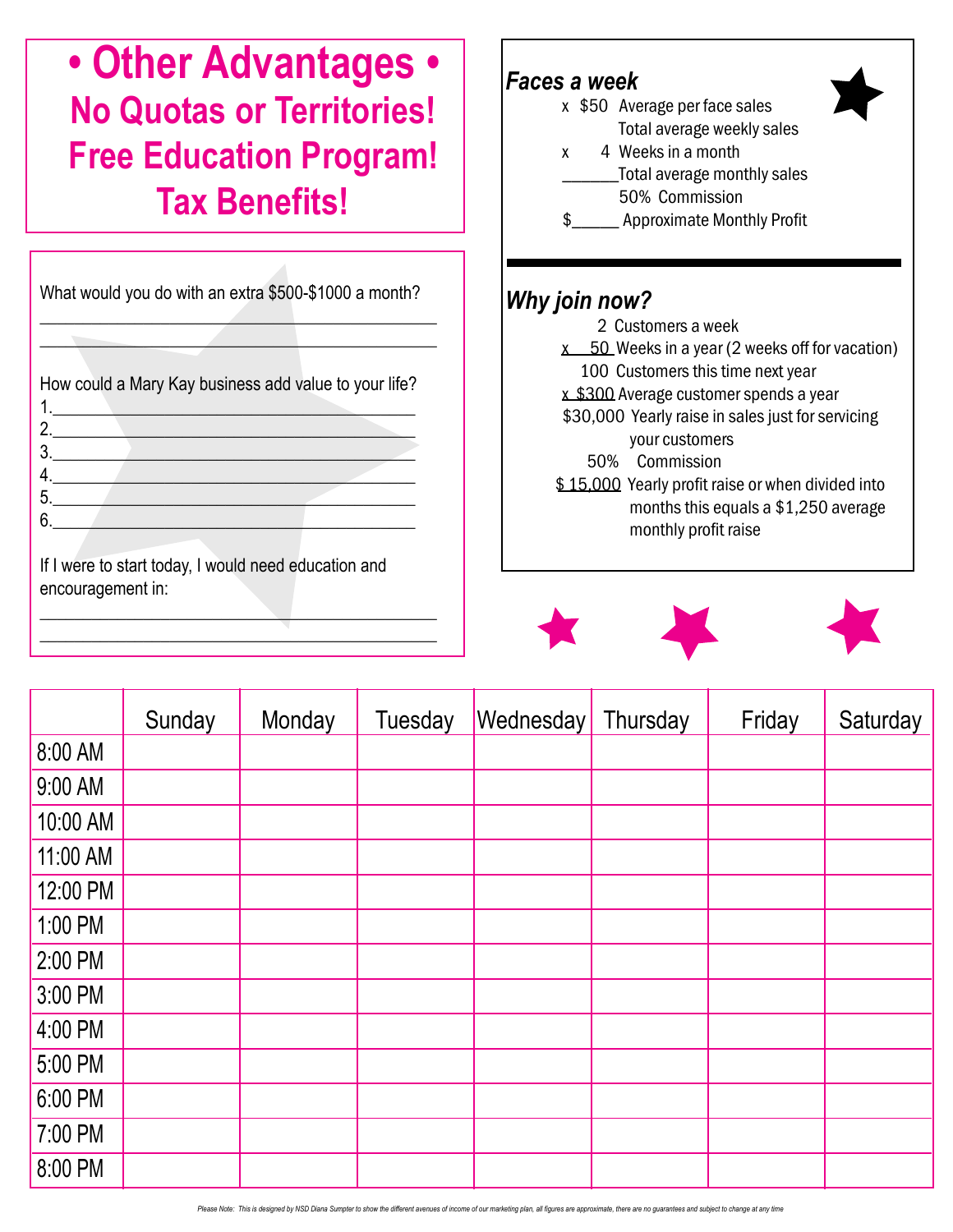# • Other Advantages •

## No Quotas or Territories!

## Free Education Program!

## Tax Benefits!

What would you do with an extra $500-$1000 a month?

_______________________________________________

_______________________________________________

How could a Mary Kay business add value to your life?

1.________________________________________

2.________________________________________

3.________________________________________

4.________________________________________

5.________________________________________

6.________________________________________

If I were to start today, I would need education and encouragement in:

_______________________________________________

_______________________________________________

***Faces a week***

x $50 Average per face sales

Total average weekly sales

x 4 Weeks in a month

_______Total average monthly sales

50% Commission

$______ Approximate Monthly Profit

***Why join now?***

2 Customers a week

x 50 Weeks in a year (2 weeks off for vacation)

100 Customers this time next year

x $300 Average customer spends a year

$30,000 Yearly raise in sales just for servicing your customers

50% Commission

$ 15,000 Yearly profit raise or when divided into months this equals a $1,250 average monthly profit raise

| | Sunday | Monday | Tuesday | Wednesday | Thursday | Friday | Saturday |
|---|---|---|---|---|---|---|---|
| 8:00 AM | | | | | | | |
| 9:00 AM | | | | | | | |
| 10:00 AM | | | | | | | |
| 11:00 AM | | | | | | | |
| 12:00 PM | | | | | | | |
| 1:00 PM | | | | | | | |
| 2:00 PM | | | | | | | |
| 3:00 PM | | | | | | | |
| 4:00 PM | | | | | | | |
| 5:00 PM | | | | | | | |
| 6:00 PM | | | | | | | |
| 7:00 PM | | | | | | | |
| 8:00 PM | | | | | | | |

*Please Note: This is designed by NSD Diana Sumpter to show the different avenues of income of our marketing plan, all figures are approximate, there are no guarantees and subject to change at any time*